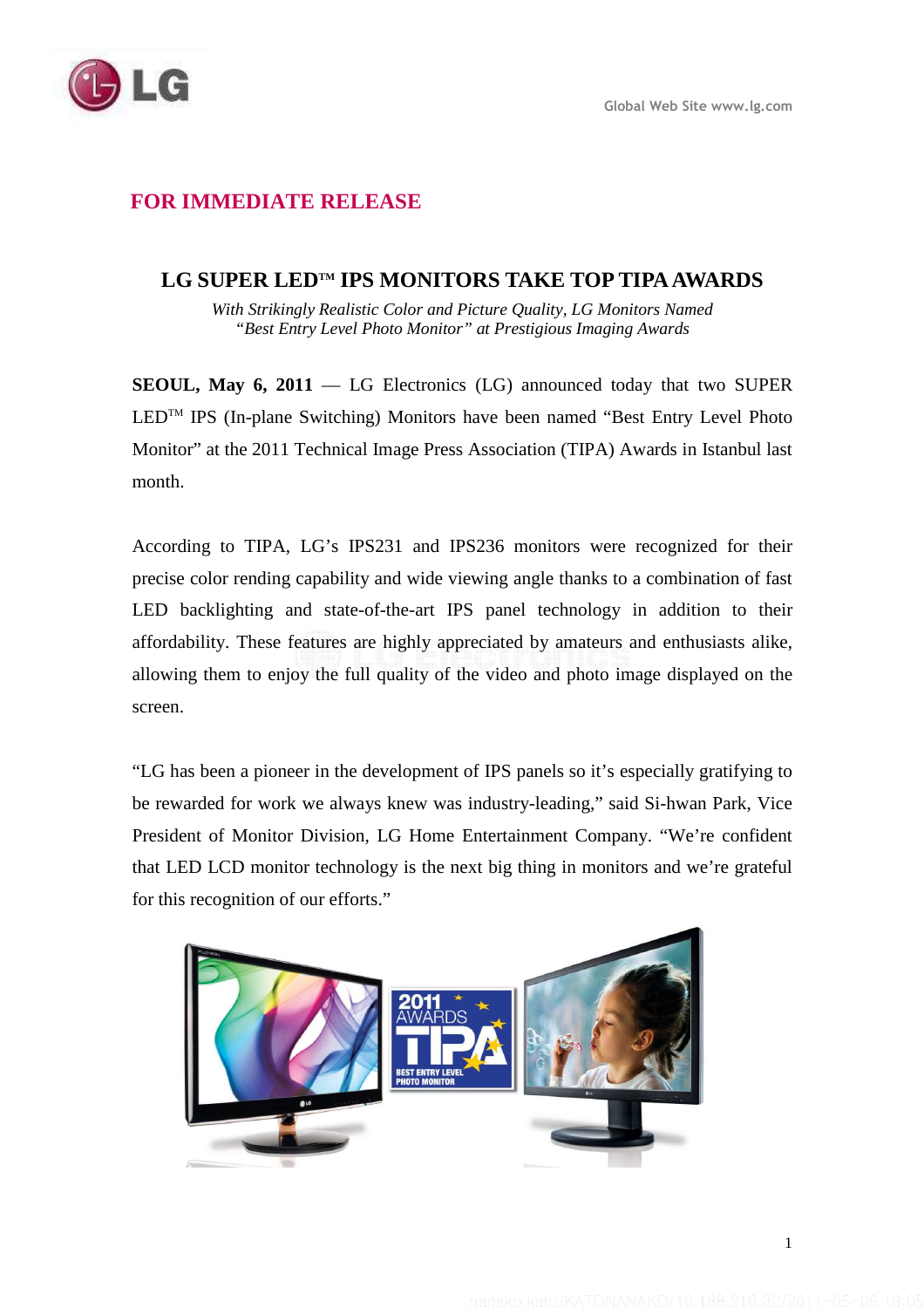**FOR IMMEDIATE RELEASE**

## LG SUPER LED™ IPS MONITORS TAKE TOP TIPA AWARDS

*With Strikingly Realistic Color and Picture Quality, LG Monitors Named "Best Entry Level Photo Monitor" at Prestigious Imaging Awards*

**SEOUL, May 6, 2011** — LG Electronics (LG) announced today that two SUPER LED™ IPS (In-plane Switching) Monitors have been named "Best Entry Level Photo Monitor" at the 2011 Technical Image Press Association (TIPA) Awards in Istanbul last month.

According to TIPA, LG's IPS231 and IPS236 monitors were recognized for their precise color rending capability and wide viewing angle thanks to a combination of fast LED backlighting and state-of-the-art IPS panel technology in addition to their affordability. These features are highly appreciated by amateurs and enthusiasts alike, allowing them to enjoy the full quality of the video and photo image displayed on the screen.

"LG has been a pioneer in the development of IPS panels so it's especially gratifying to be rewarded for work we always knew was industry-leading," said Si-hwan Park, Vice President of Monitor Division, LG Home Entertainment Company. "We're confident that LED LCD monitor technology is the next big thing in monitors and we're grateful for this recognition of our efforts."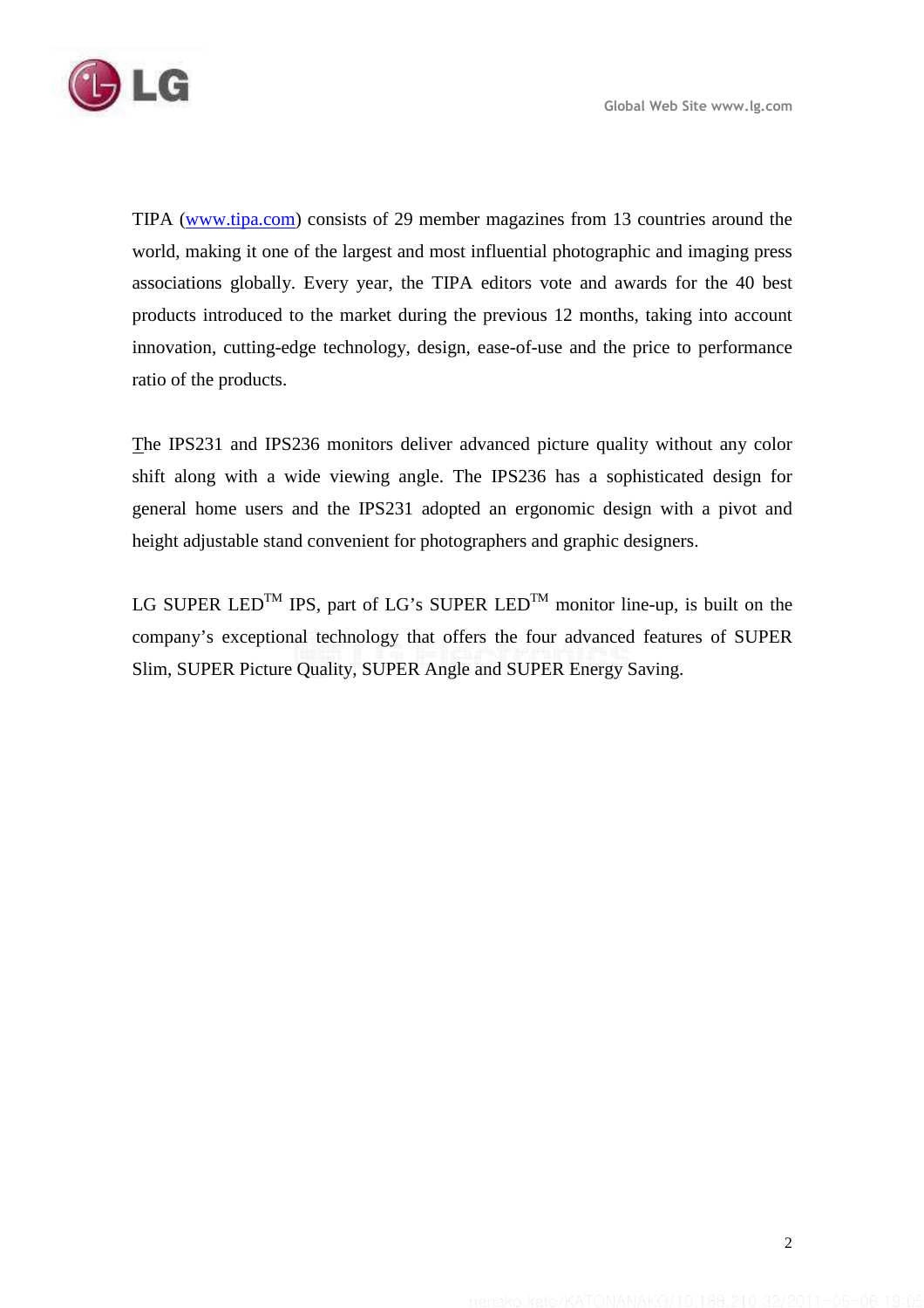TIPA (www.tipa.com) consists of 29 member magazines from 13 countries around the world, making it one of the largest and most influential photographic and imaging press associations globally. Every year, the TIPA editors vote and awards for the 40 best products introduced to the market during the previous 12 months, taking into account innovation, cutting-edge technology, design, ease-of-use and the price to performance ratio of the products.

The IPS231 and IPS236 monitors deliver advanced picture quality without any color shift along with a wide viewing angle. The IPS236 has a sophisticated design for general home users and the IPS231 adopted an ergonomic design with a pivot and height adjustable stand convenient for photographers and graphic designers.

LG SUPER LED™ IPS, part of LG's SUPER LED™ monitor line-up, is built on the company's exceptional technology that offers the four advanced features of SUPER Slim, SUPER Picture Quality, SUPER Angle and SUPER Energy Saving.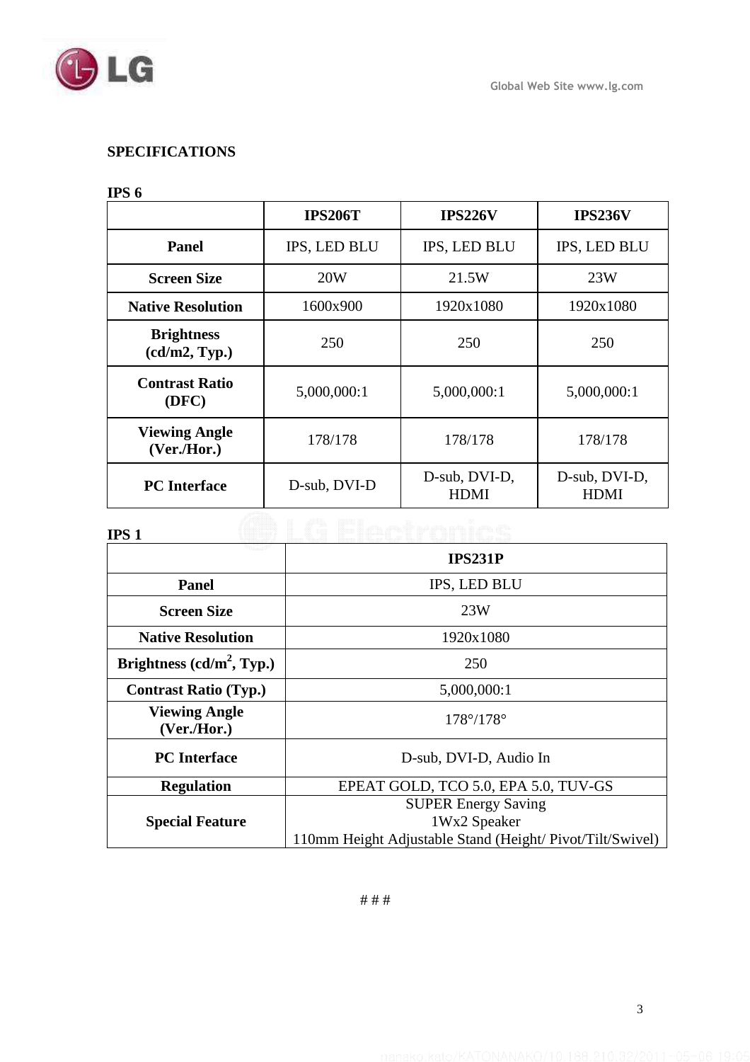**SPECIFICATIONS**

**IPS 6**

| | IPS206T | IPS226V | IPS236V |
|---|---|---|---|
| **Panel** | IPS, LED BLU | IPS, LED BLU | IPS, LED BLU |
| **Screen Size** | 20W | 21.5W | 23W |
| **Native Resolution** | 1600x900 | 1920x1080 | 1920x1080 |
| **Brightness (cd/m2, Typ.)** | 250 | 250 | 250 |
| **Contrast Ratio (DFC)** | 5,000,000:1 | 5,000,000:1 | 5,000,000:1 |
| **Viewing Angle (Ver./Hor.)** | 178/178 | 178/178 | 178/178 |
| **PC Interface** | D-sub, DVI-D | D-sub, DVI-D, HDMI | D-sub, DVI-D, HDMI |

**IPS 1**

| | IPS231P |
|---|---|
| **Panel** | IPS, LED BLU |
| **Screen Size** | 23W |
| **Native Resolution** | 1920x1080 |
| **Brightness ($cd/m^2$, Typ.)** | 250 |
| **Contrast Ratio (Typ.)** | 5,000,000:1 |
| **Viewing Angle (Ver./Hor.)** | 178°/178° |
| **PC Interface** | D-sub, DVI-D, Audio In |
| **Regulation** | EPEAT GOLD, TCO 5.0, EPA 5.0, TUV-GS |
| **Special Feature** | SUPER Energy Saving<br>1Wx2 Speaker<br>110mm Height Adjustable Stand (Height/ Pivot/Tilt/Swivel) |

# # #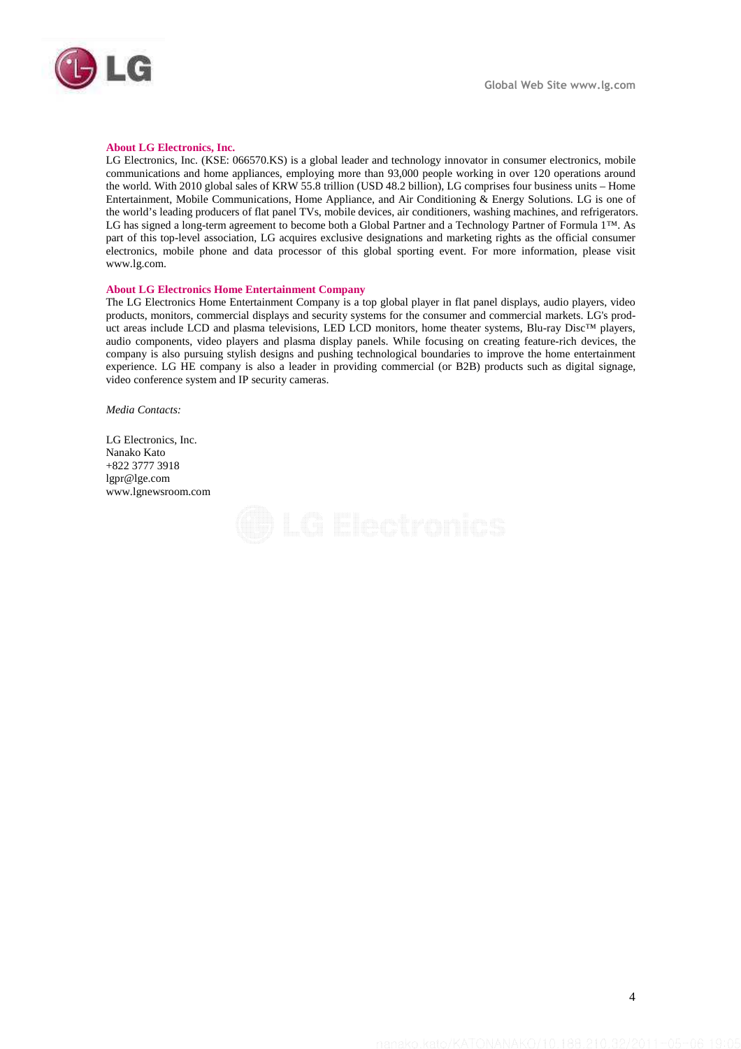**About LG Electronics, Inc.**

LG Electronics, Inc. (KSE: 066570.KS) is a global leader and technology innovator in consumer electronics, mobile communications and home appliances, employing more than 93,000 people working in over 120 operations around the world. With 2010 global sales of KRW 55.8 trillion (USD 48.2 billion), LG comprises four business units – Home Entertainment, Mobile Communications, Home Appliance, and Air Conditioning & Energy Solutions. LG is one of the world's leading producers of flat panel TVs, mobile devices, air conditioners, washing machines, and refrigerators. LG has signed a long-term agreement to become both a Global Partner and a Technology Partner of Formula 1™. As part of this top-level association, LG acquires exclusive designations and marketing rights as the official consumer electronics, mobile phone and data processor of this global sporting event. For more information, please visit www.lg.com.

**About LG Electronics Home Entertainment Company**

The LG Electronics Home Entertainment Company is a top global player in flat panel displays, audio players, video products, monitors, commercial displays and security systems for the consumer and commercial markets. LG's product areas include LCD and plasma televisions, LED LCD monitors, home theater systems, Blu-ray Disc™ players, audio components, video players and plasma display panels. While focusing on creating feature-rich devices, the company is also pursuing stylish designs and pushing technological boundaries to improve the home entertainment experience. LG HE company is also a leader in providing commercial (or B2B) products such as digital signage, video conference system and IP security cameras.

*Media Contacts:*

LG Electronics, Inc.
Nanako Kato
+822 3777 3918
lgpr@lge.com
www.lgnewsroom.com